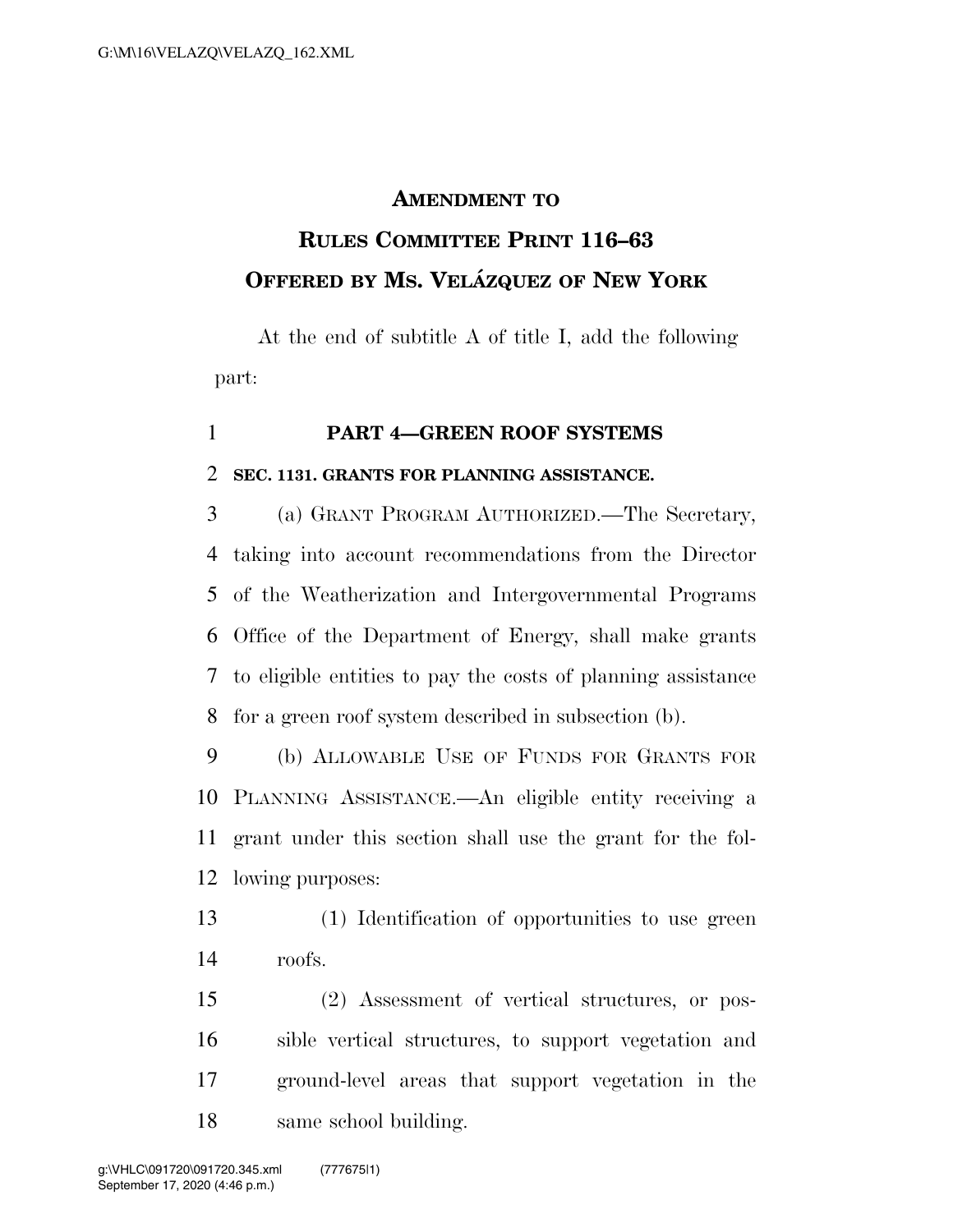# AMENDMENT TO RULES COMMITTEE PRINT 116–63 OFFERED BY MS. VELÁZQUEZ OF NEW YORK

At the end of subtitle A of title I, add the following part:

## PART 4—GREEN ROOF SYSTEMS

### SEC. 1131. GRANTS FOR PLANNING ASSISTANCE.

(a) GRANT PROGRAM AUTHORIZED.—The Secretary, taking into account recommendations from the Director of the Weatherization and Intergovernmental Programs Office of the Department of Energy, shall make grants to eligible entities to pay the costs of planning assistance for a green roof system described in subsection (b).

(b) ALLOWABLE USE OF FUNDS FOR GRANTS FOR PLANNING ASSISTANCE.—An eligible entity receiving a grant under this section shall use the grant for the following purposes:

(1) Identification of opportunities to use green roofs.

(2) Assessment of vertical structures, or possible vertical structures, to support vegetation and ground-level areas that support vegetation in the same school building.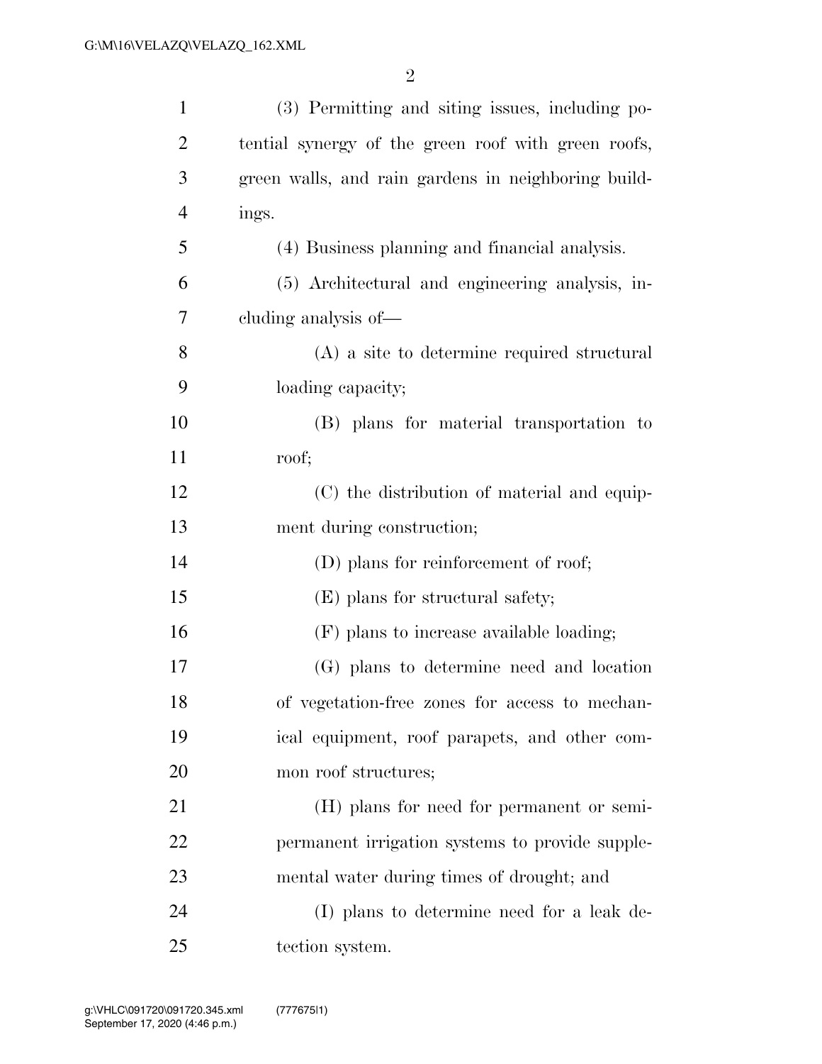(3) Permitting and siting issues, including potential synergy of the green roof with green roofs, green walls, and rain gardens in neighboring buildings.

(4) Business planning and financial analysis.

(5) Architectural and engineering analysis, including analysis of—

(A) a site to determine required structural loading capacity;

(B) plans for material transportation to roof;

(C) the distribution of material and equipment during construction;

(D) plans for reinforcement of roof;

(E) plans for structural safety;

(F) plans to increase available loading;

(G) plans to determine need and location of vegetation-free zones for access to mechanical equipment, roof parapets, and other common roof structures;

(H) plans for need for permanent or semi-permanent irrigation systems to provide supplemental water during times of drought; and

(I) plans to determine need for a leak detection system.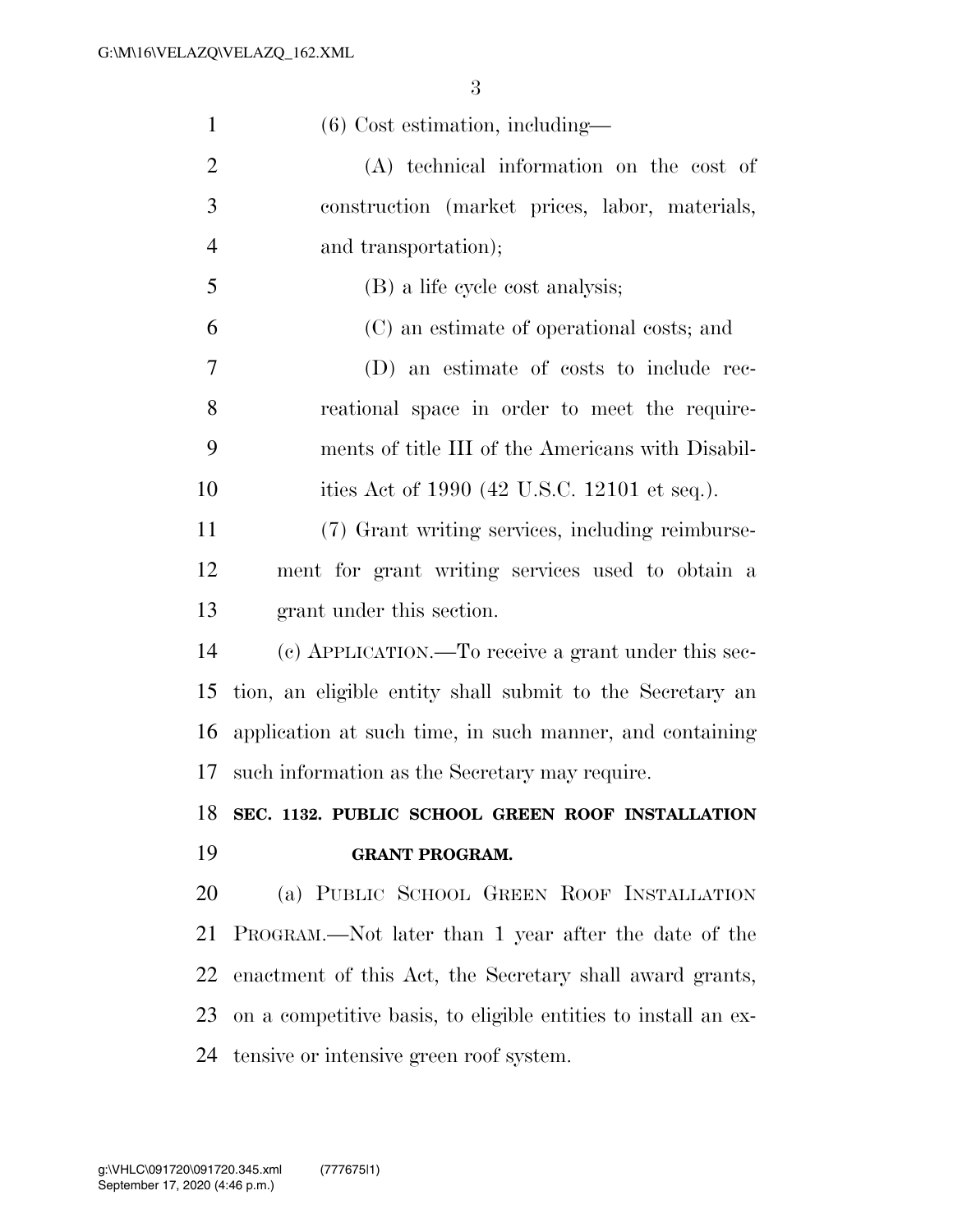(6) Cost estimation, including—

(A) technical information on the cost of construction (market prices, labor, materials, and transportation);

(B) a life cycle cost analysis;

(C) an estimate of operational costs; and

(D) an estimate of costs to include recreational space in order to meet the requirements of title III of the Americans with Disabilities Act of 1990 (42 U.S.C. 12101 et seq.).

(7) Grant writing services, including reimbursement for grant writing services used to obtain a grant under this section.

(c) APPLICATION.—To receive a grant under this section, an eligible entity shall submit to the Secretary an application at such time, in such manner, and containing such information as the Secretary may require.

**SEC. 1132. PUBLIC SCHOOL GREEN ROOF INSTALLATION GRANT PROGRAM.**

(a) PUBLIC SCHOOL GREEN ROOF INSTALLATION PROGRAM.—Not later than 1 year after the date of the enactment of this Act, the Secretary shall award grants, on a competitive basis, to eligible entities to install an extensive or intensive green roof system.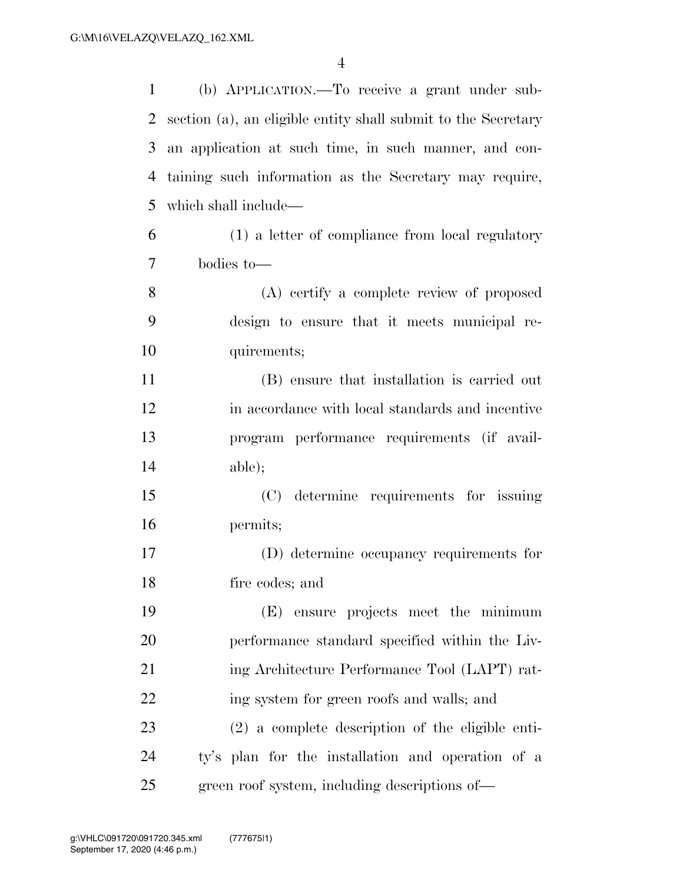(b) APPLICATION.—To receive a grant under subsection (a), an eligible entity shall submit to the Secretary an application at such time, in such manner, and containing such information as the Secretary may require, which shall include—

(1) a letter of compliance from local regulatory bodies to—

(A) certify a complete review of proposed design to ensure that it meets municipal requirements;

(B) ensure that installation is carried out in accordance with local standards and incentive program performance requirements (if available);

(C) determine requirements for issuing permits;

(D) determine occupancy requirements for fire codes; and

(E) ensure projects meet the minimum performance standard specified within the Living Architecture Performance Tool (LAPT) rating system for green roofs and walls; and

(2) a complete description of the eligible entity's plan for the installation and operation of a green roof system, including descriptions of—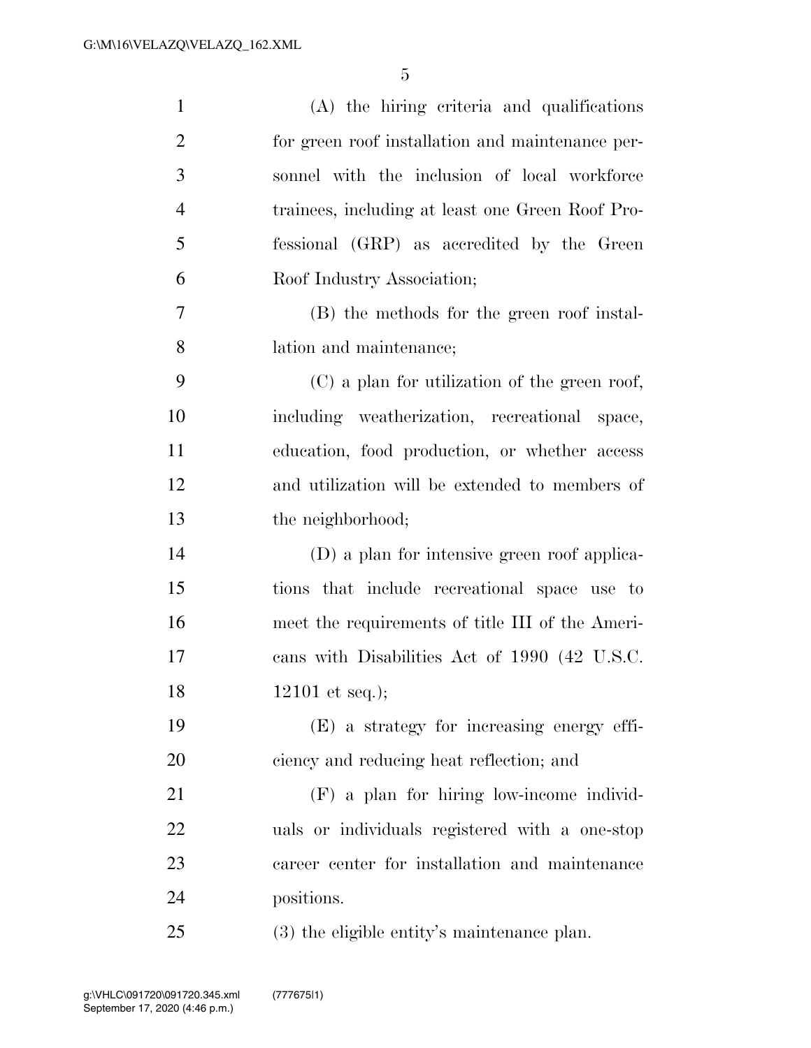(A) the hiring criteria and qualifications for green roof installation and maintenance personnel with the inclusion of local workforce trainees, including at least one Green Roof Professional (GRP) as accredited by the Green Roof Industry Association;

(B) the methods for the green roof installation and maintenance;

(C) a plan for utilization of the green roof, including weatherization, recreational space, education, food production, or whether access and utilization will be extended to members of the neighborhood;

(D) a plan for intensive green roof applications that include recreational space use to meet the requirements of title III of the Americans with Disabilities Act of 1990 (42 U.S.C. 12101 et seq.);

(E) a strategy for increasing energy efficiency and reducing heat reflection; and

(F) a plan for hiring low-income individuals or individuals registered with a one-stop career center for installation and maintenance positions.

(3) the eligible entity's maintenance plan.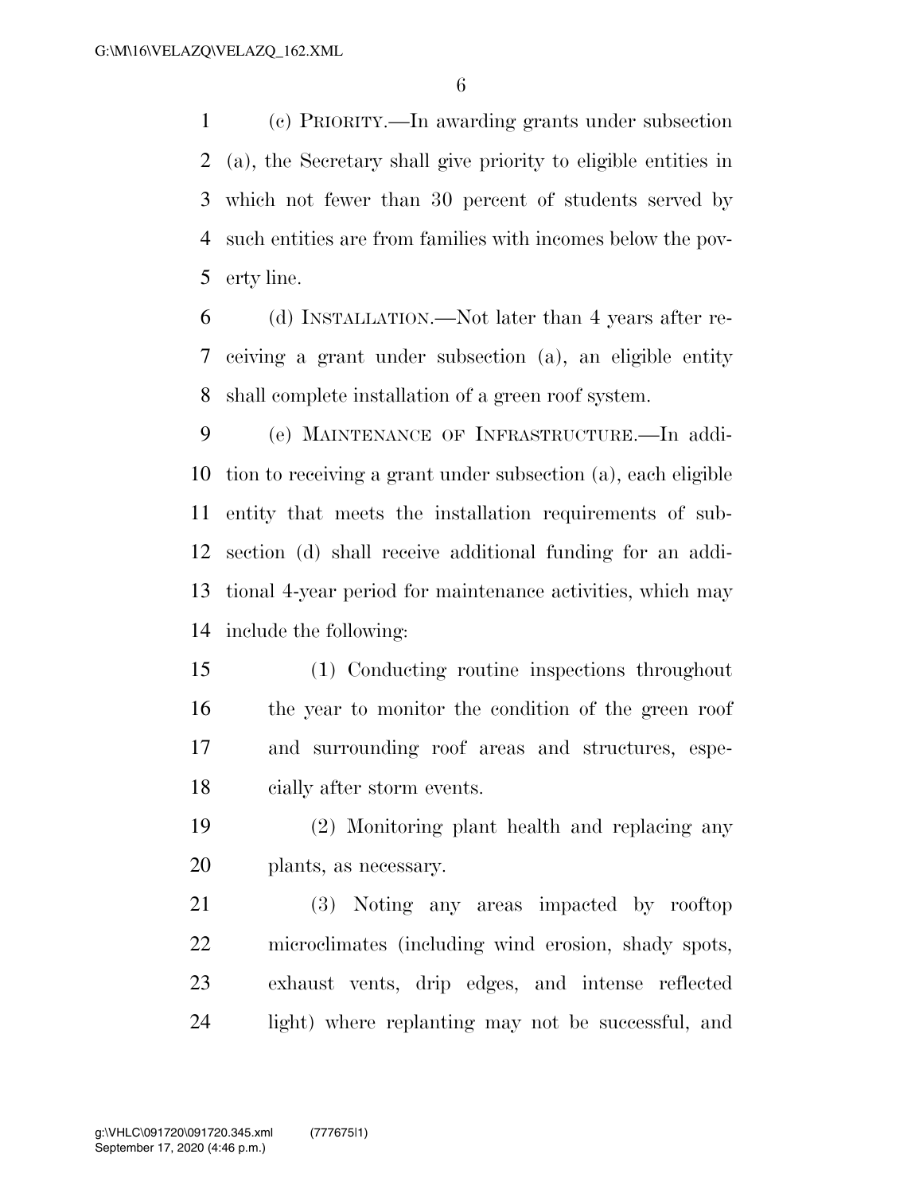(c) PRIORITY.—In awarding grants under subsection (a), the Secretary shall give priority to eligible entities in which not fewer than 30 percent of students served by such entities are from families with incomes below the poverty line.

(d) INSTALLATION.—Not later than 4 years after receiving a grant under subsection (a), an eligible entity shall complete installation of a green roof system.

(e) MAINTENANCE OF INFRASTRUCTURE.—In addition to receiving a grant under subsection (a), each eligible entity that meets the installation requirements of subsection (d) shall receive additional funding for an additional 4-year period for maintenance activities, which may include the following:

(1) Conducting routine inspections throughout the year to monitor the condition of the green roof and surrounding roof areas and structures, especially after storm events.

(2) Monitoring plant health and replacing any plants, as necessary.

(3) Noting any areas impacted by rooftop microclimates (including wind erosion, shady spots, exhaust vents, drip edges, and intense reflected light) where replanting may not be successful, and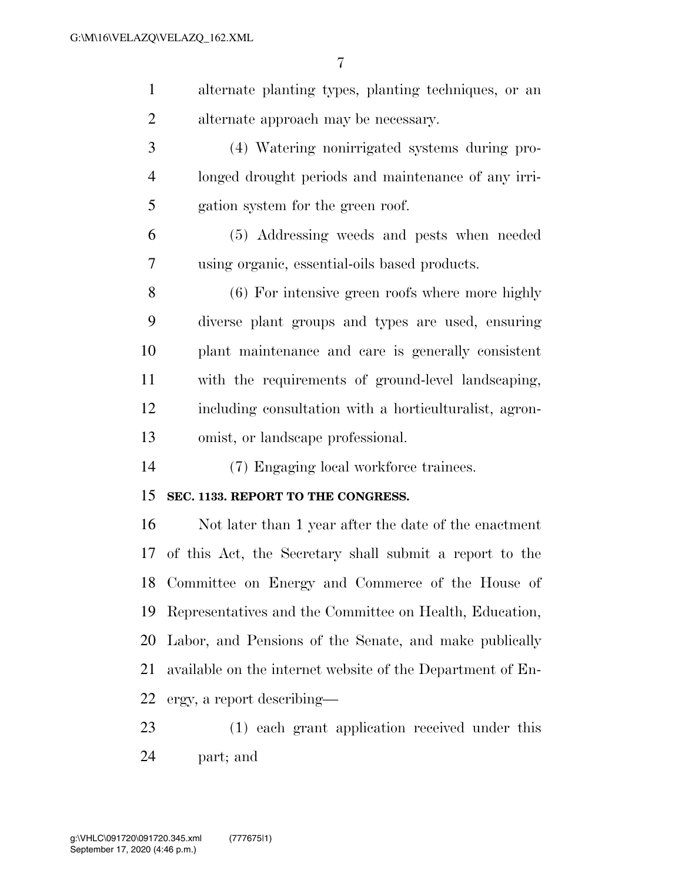alternate planting types, planting techniques, or an alternate approach may be necessary.

(4) Watering nonirrigated systems during prolonged drought periods and maintenance of any irrigation system for the green roof.

(5) Addressing weeds and pests when needed using organic, essential-oils based products.

(6) For intensive green roofs where more highly diverse plant groups and types are used, ensuring plant maintenance and care is generally consistent with the requirements of ground-level landscaping, including consultation with a horticulturalist, agronomist, or landscape professional.

(7) Engaging local workforce trainees.

**SEC. 1133. REPORT TO THE CONGRESS.**

Not later than 1 year after the date of the enactment of this Act, the Secretary shall submit a report to the Committee on Energy and Commerce of the House of Representatives and the Committee on Health, Education, Labor, and Pensions of the Senate, and make publically available on the internet website of the Department of Energy, a report describing—

(1) each grant application received under this part; and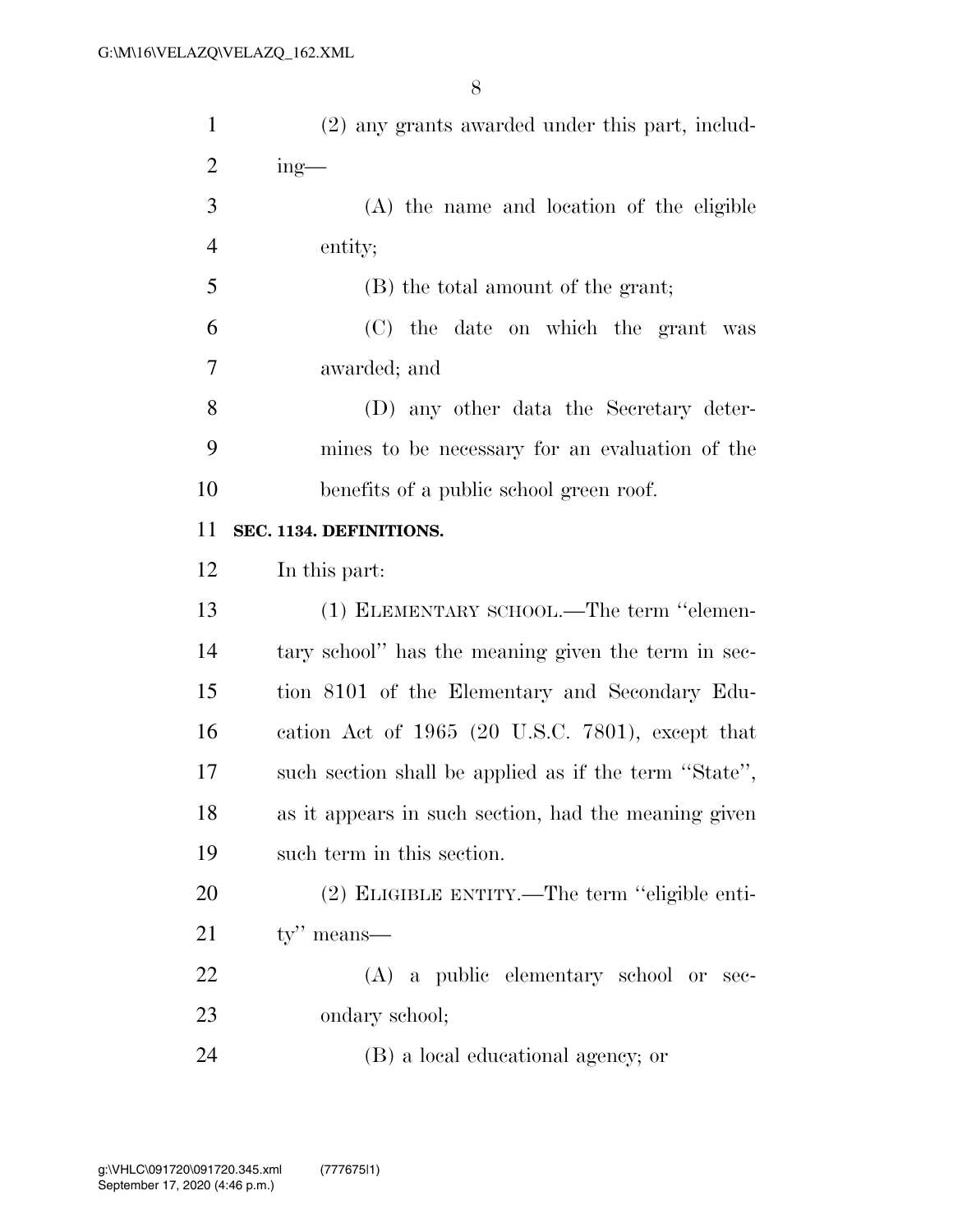(2) any grants awarded under this part, including—

(A) the name and location of the eligible entity;

(B) the total amount of the grant;

(C) the date on which the grant was awarded; and

(D) any other data the Secretary determines to be necessary for an evaluation of the benefits of a public school green roof.

**SEC. 1134. DEFINITIONS.**

In this part:

(1) ELEMENTARY SCHOOL.—The term "elementary school" has the meaning given the term in section 8101 of the Elementary and Secondary Education Act of 1965 (20 U.S.C. 7801), except that such section shall be applied as if the term "State", as it appears in such section, had the meaning given such term in this section.

(2) ELIGIBLE ENTITY.—The term "eligible entity" means—

(A) a public elementary school or secondary school;

(B) a local educational agency; or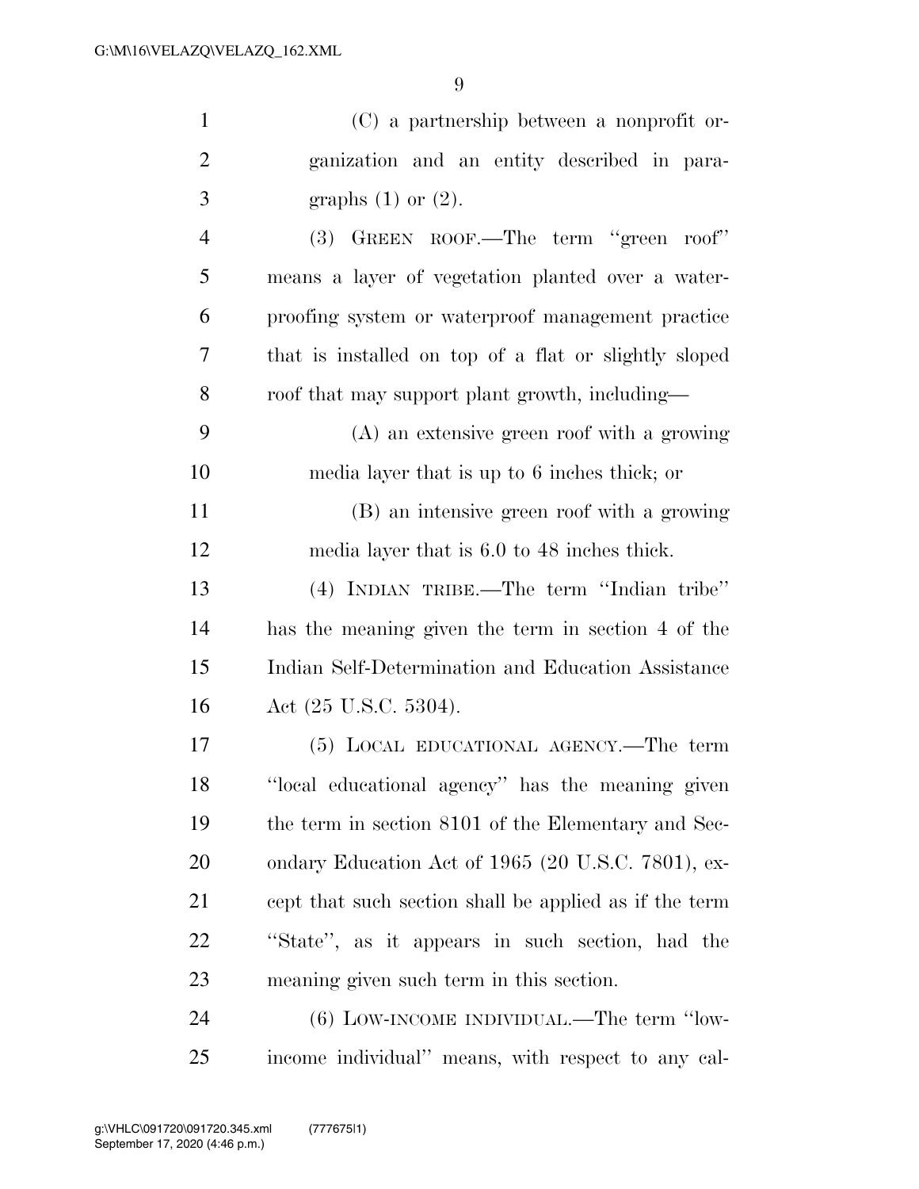(C) a partnership between a nonprofit organization and an entity described in paragraphs (1) or (2).

(3) GREEN ROOF.—The term ''green roof'' means a layer of vegetation planted over a waterproofing system or waterproof management practice that is installed on top of a flat or slightly sloped roof that may support plant growth, including—

(A) an extensive green roof with a growing media layer that is up to 6 inches thick; or

(B) an intensive green roof with a growing media layer that is 6.0 to 48 inches thick.

(4) INDIAN TRIBE.—The term ''Indian tribe'' has the meaning given the term in section 4 of the Indian Self-Determination and Education Assistance Act (25 U.S.C. 5304).

(5) LOCAL EDUCATIONAL AGENCY.—The term ''local educational agency'' has the meaning given the term in section 8101 of the Elementary and Secondary Education Act of 1965 (20 U.S.C. 7801), except that such section shall be applied as if the term ''State'', as it appears in such section, had the meaning given such term in this section.

(6) LOW-INCOME INDIVIDUAL.—The term ''low-income individual'' means, with respect to any cal-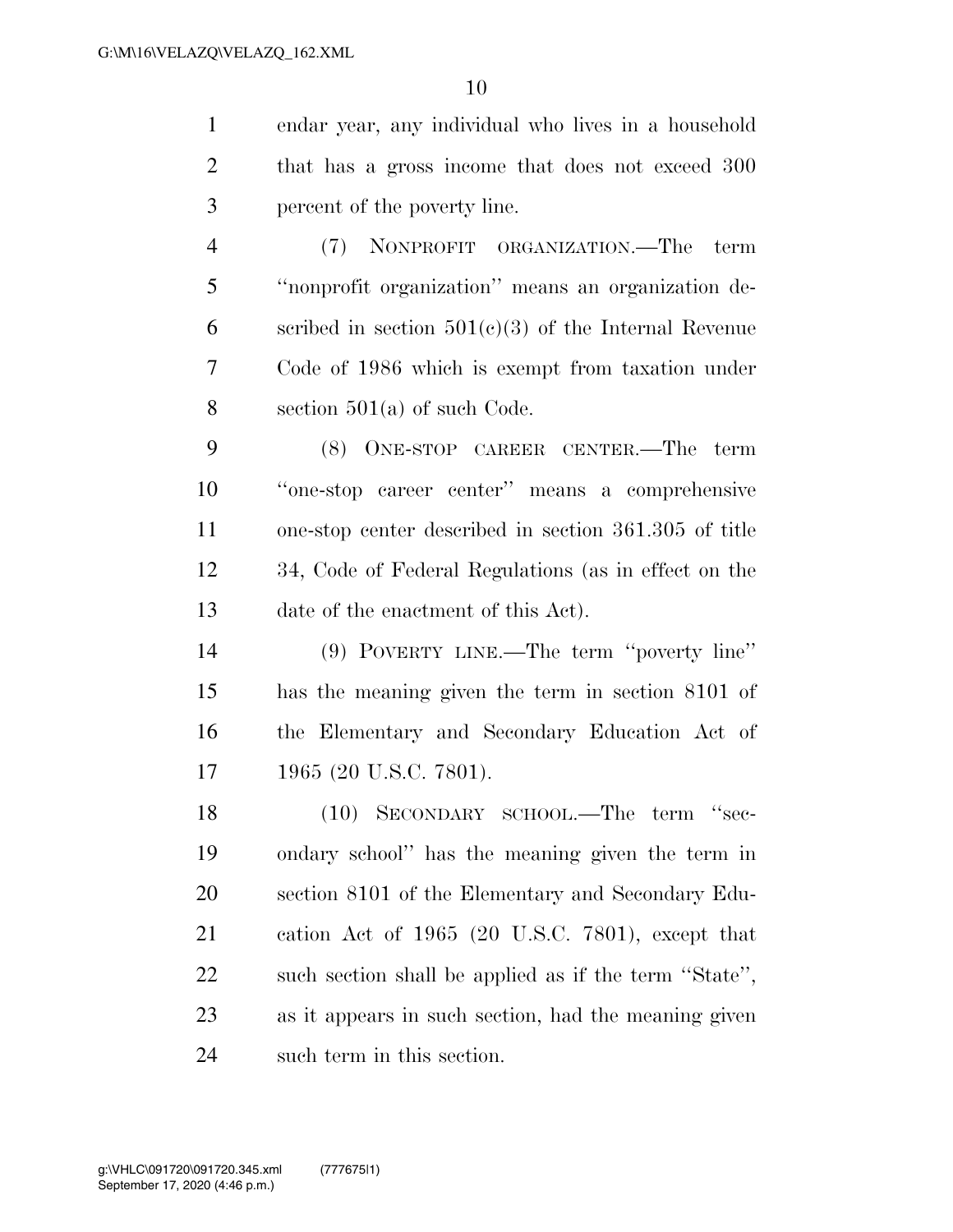endar year, any individual who lives in a household that has a gross income that does not exceed 300 percent of the poverty line.

(7) NONPROFIT ORGANIZATION.—The term ''nonprofit organization'' means an organization described in section 501(c)(3) of the Internal Revenue Code of 1986 which is exempt from taxation under section 501(a) of such Code.

(8) ONE-STOP CAREER CENTER.—The term ''one-stop career center'' means a comprehensive one-stop center described in section 361.305 of title 34, Code of Federal Regulations (as in effect on the date of the enactment of this Act).

(9) POVERTY LINE.—The term ''poverty line'' has the meaning given the term in section 8101 of the Elementary and Secondary Education Act of 1965 (20 U.S.C. 7801).

(10) SECONDARY SCHOOL.—The term ''secondary school'' has the meaning given the term in section 8101 of the Elementary and Secondary Education Act of 1965 (20 U.S.C. 7801), except that such section shall be applied as if the term ''State'', as it appears in such section, had the meaning given such term in this section.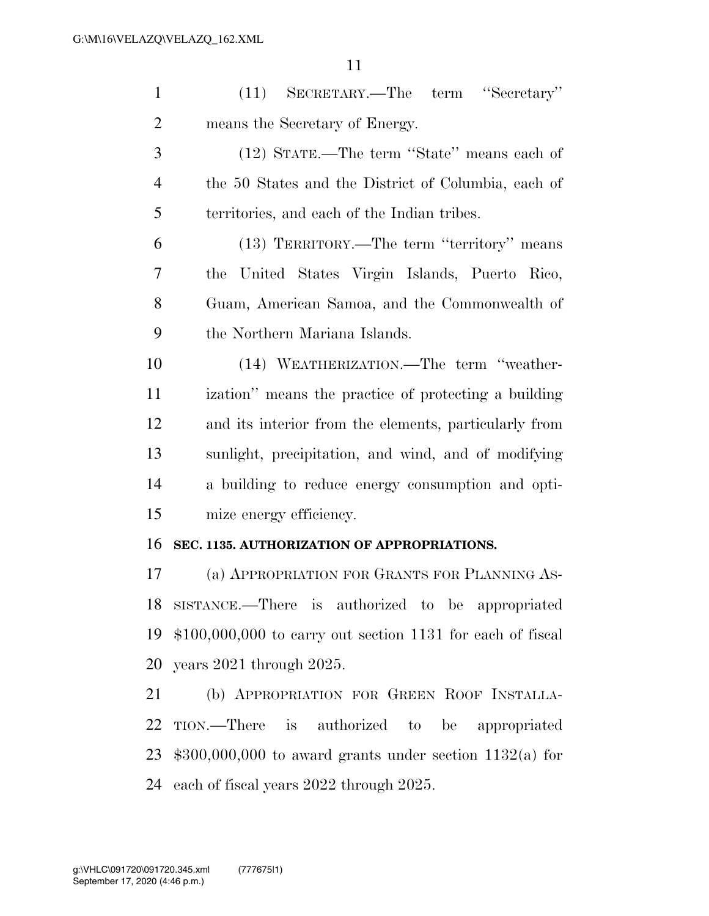(11) SECRETARY.—The term ''Secretary'' means the Secretary of Energy.

(12) STATE.—The term ''State'' means each of the 50 States and the District of Columbia, each of territories, and each of the Indian tribes.

(13) TERRITORY.—The term ''territory'' means the United States Virgin Islands, Puerto Rico, Guam, American Samoa, and the Commonwealth of the Northern Mariana Islands.

(14) WEATHERIZATION.—The term ''weatherization'' means the practice of protecting a building and its interior from the elements, particularly from sunlight, precipitation, and wind, and of modifying a building to reduce energy consumption and optimize energy efficiency.

**SEC. 1135. AUTHORIZATION OF APPROPRIATIONS.**

(a) APPROPRIATION FOR GRANTS FOR PLANNING ASSISTANCE.—There is authorized to be appropriated $100,000,000 to carry out section 1131 for each of fiscal years 2021 through 2025.

(b) APPROPRIATION FOR GREEN ROOF INSTALLATION.—There is authorized to be appropriated $300,000,000 to award grants under section 1132(a) for each of fiscal years 2022 through 2025.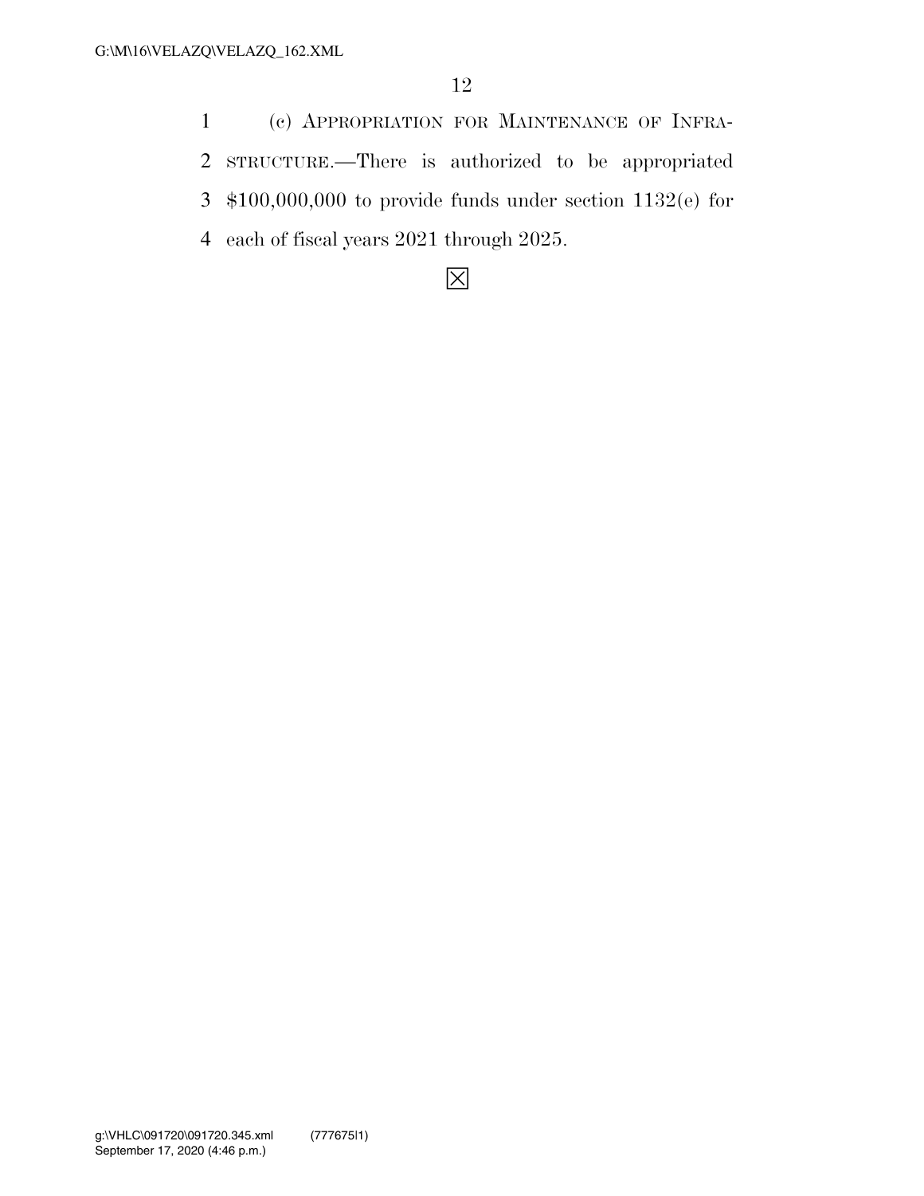(c) APPROPRIATION FOR MAINTENANCE OF INFRASTRUCTURE.—There is authorized to be appropriated $100,000,000 to provide funds under section 1132(e) for each of fiscal years 2021 through 2025.